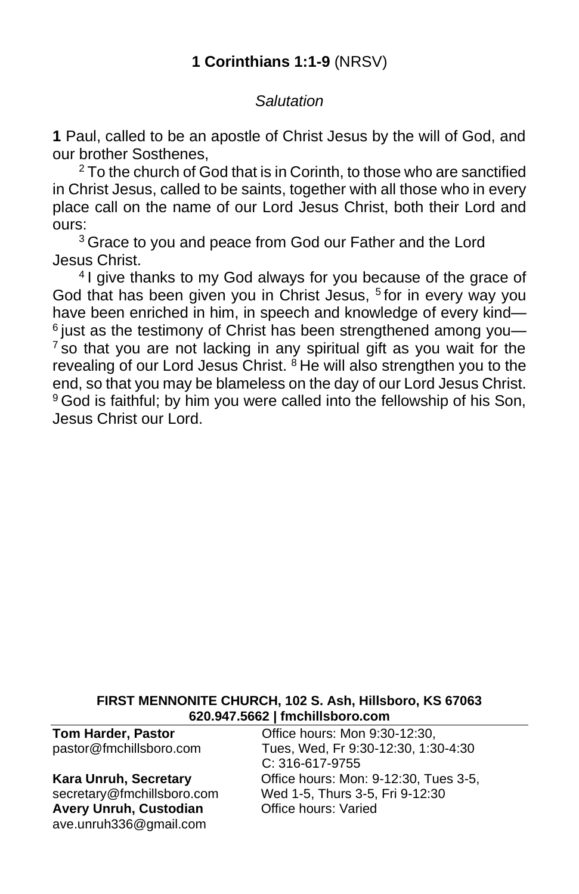## **1 Corinthians 1:1-9** (NRSV)

*Salutation*

**1** Paul, called to be an apostle of Christ Jesus by the will of God, and our brother Sosthenes,

[2] To the church of God that is in Corinth, to those who are sanctified in Christ Jesus, called to be saints, together with all those who in every place call on the name of our Lord Jesus Christ, both their Lord and ours:

[3] Grace to you and peace from God our Father and the Lord Jesus Christ.

[4] I give thanks to my God always for you because of the grace of God that has been given you in Christ Jesus, [5] for in every way you have been enriched in him, in speech and knowledge of every kind— [6] just as the testimony of Christ has been strengthened among you— [7] so that you are not lacking in any spiritual gift as you wait for the revealing of our Lord Jesus Christ. [8] He will also strengthen you to the end, so that you may be blameless on the day of our Lord Jesus Christ. [9] God is faithful; by him you were called into the fellowship of his Son, Jesus Christ our Lord.

**FIRST MENNONITE CHURCH, 102 S. Ash, Hillsboro, KS 67063**
**620.947.5662 | fmchillsboro.com**

**Tom Harder, Pastor**
pastor@fmchillsboro.com
Office hours: Mon 9:30-12:30, Tues, Wed, Fr 9:30-12:30, 1:30-4:30
C: 316-617-9755

**Kara Unruh, Secretary**
secretary@fmchillsboro.com
Office hours: Mon: 9-12:30, Tues 3-5, Wed 1-5, Thurs 3-5, Fri 9-12:30

**Avery Unruh, Custodian**
ave.unruh336@gmail.com
Office hours: Varied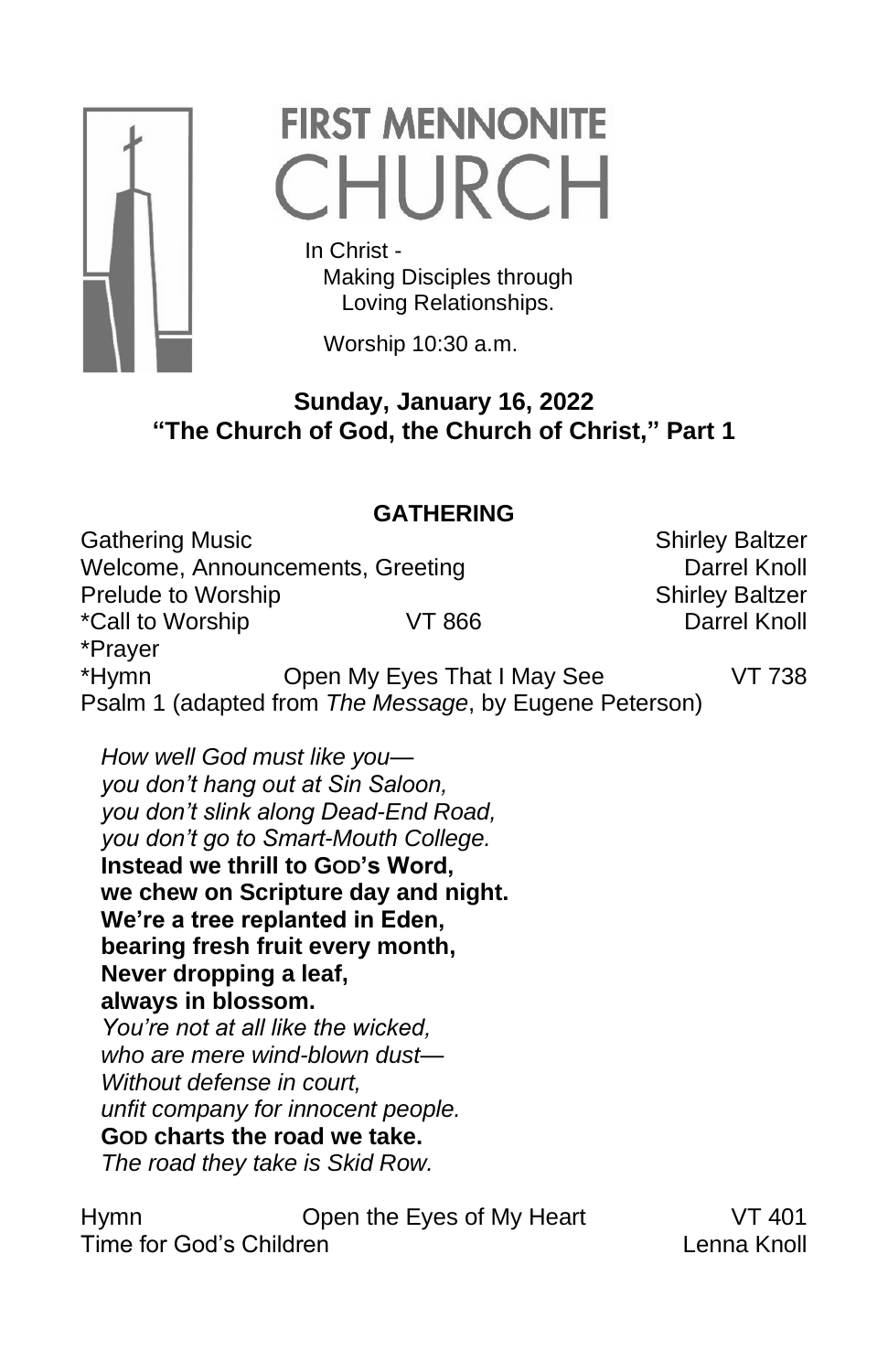# FIRST MENNONITE CHURCH

In Christ -
Making Disciples through
Loving Relationships.

Worship 10:30 a.m.

**Sunday, January 16, 2022**
**"The Church of God, the Church of Christ," Part 1**

## GATHERING

| | | |
|---|---|---|
| Gathering Music | | Shirley Baltzer |
| Welcome, Announcements, Greeting | | Darrel Knoll |
| Prelude to Worship | | Shirley Baltzer |
| *Call to Worship | VT 866 | Darrel Knoll |
| *Prayer | | |
| *Hymn | Open My Eyes That I May See | VT 738 |

Psalm 1 (adapted from *The Message*, by Eugene Peterson)

*How well God must like you—*
*you don't hang out at Sin Saloon,*
*you don't slink along Dead-End Road,*
*you don't go to Smart-Mouth College.*
**Instead we thrill to GOD's Word,**
**we chew on Scripture day and night.**
**We're a tree replanted in Eden,**
**bearing fresh fruit every month,**
**Never dropping a leaf,**
**always in blossom.**
*You're not at all like the wicked,*
*who are mere wind-blown dust—*
*Without defense in court,*
*unfit company for innocent people.*
**GOD charts the road we take.**
*The road they take is Skid Row.*

| | | |
|---|---|---|
| Hymn | Open the Eyes of My Heart | VT 401 |
| Time for God's Children | | Lenna Knoll |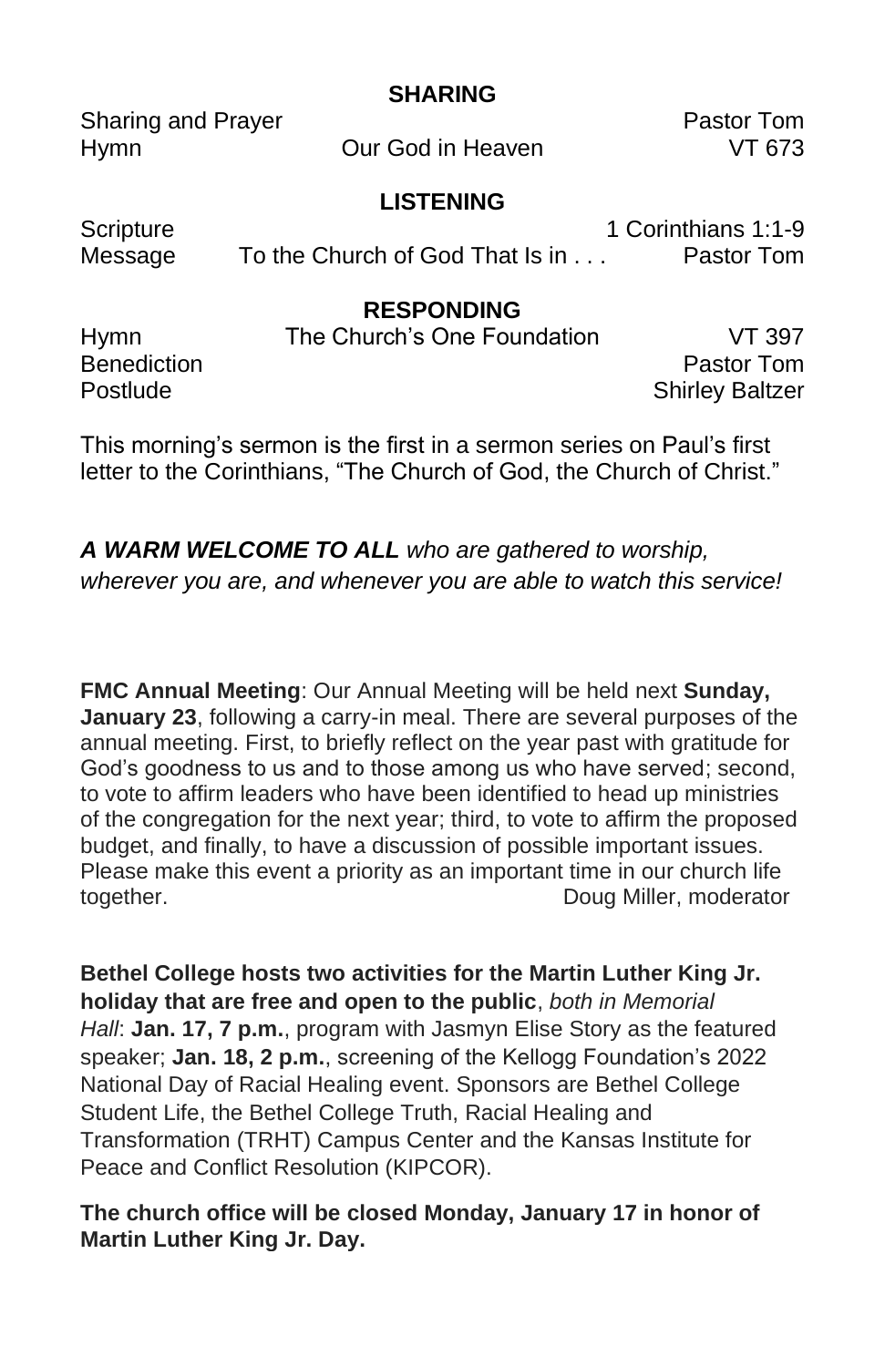## SHARING

| | | |
|---|---|---|
| Sharing and Prayer | | Pastor Tom |
| Hymn | Our God in Heaven | VT 673 |

## LISTENING

| | | |
|---|---|---|
| Scripture | | 1 Corinthians 1:1-9 |
| Message | To the Church of God That Is in . . . | Pastor Tom |

## RESPONDING

| | | |
|---|---|---|
| Hymn | The Church's One Foundation | VT 397 |
| Benediction | | Pastor Tom |
| Postlude | | Shirley Baltzer |

This morning's sermon is the first in a sermon series on Paul's first letter to the Corinthians, "The Church of God, the Church of Christ."

***A WARM WELCOME TO ALL*** *who are gathered to worship, wherever you are, and whenever you are able to watch this service!*

**FMC Annual Meeting**: Our Annual Meeting will be held next **Sunday, January 23**, following a carry-in meal. There are several purposes of the annual meeting. First, to briefly reflect on the year past with gratitude for God's goodness to us and to those among us who have served; second, to vote to affirm leaders who have been identified to head up ministries of the congregation for the next year; third, to vote to affirm the proposed budget, and finally, to have a discussion of possible important issues. Please make this event a priority as an important time in our church life together.

Doug Miller, moderator

**Bethel College hosts two activities for the Martin Luther King Jr. holiday that are free and open to the public**, *both in Memorial Hall*: **Jan. 17, 7 p.m.**, program with Jasmyn Elise Story as the featured speaker; **Jan. 18, 2 p.m.**, screening of the Kellogg Foundation's 2022 National Day of Racial Healing event. Sponsors are Bethel College Student Life, the Bethel College Truth, Racial Healing and Transformation (TRHT) Campus Center and the Kansas Institute for Peace and Conflict Resolution (KIPCOR).

**The church office will be closed Monday, January 17 in honor of Martin Luther King Jr. Day.**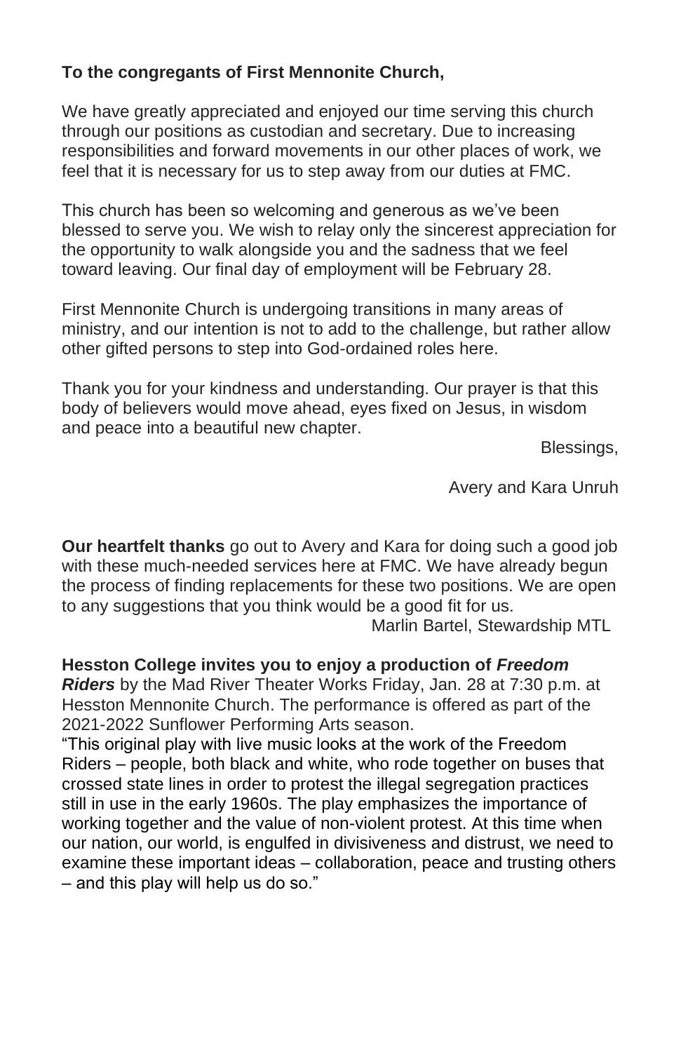**To the congregants of First Mennonite Church,**

We have greatly appreciated and enjoyed our time serving this church through our positions as custodian and secretary. Due to increasing responsibilities and forward movements in our other places of work, we feel that it is necessary for us to step away from our duties at FMC.

This church has been so welcoming and generous as we've been blessed to serve you. We wish to relay only the sincerest appreciation for the opportunity to walk alongside you and the sadness that we feel toward leaving. Our final day of employment will be February 28.

First Mennonite Church is undergoing transitions in many areas of ministry, and our intention is not to add to the challenge, but rather allow other gifted persons to step into God-ordained roles here.

Thank you for your kindness and understanding. Our prayer is that this body of believers would move ahead, eyes fixed on Jesus, in wisdom and peace into a beautiful new chapter.

Blessings,

Avery and Kara Unruh

**Our heartfelt thanks** go out to Avery and Kara for doing such a good job with these much-needed services here at FMC. We have already begun the process of finding replacements for these two positions. We are open to any suggestions that you think would be a good fit for us.

Marlin Bartel, Stewardship MTL

**Hesston College invites you to enjoy a production of *Freedom Riders*** by the Mad River Theater Works Friday, Jan. 28 at 7:30 p.m. at Hesston Mennonite Church. The performance is offered as part of the 2021-2022 Sunflower Performing Arts season.

"This original play with live music looks at the work of the Freedom Riders – people, both black and white, who rode together on buses that crossed state lines in order to protest the illegal segregation practices still in use in the early 1960s. The play emphasizes the importance of working together and the value of non-violent protest. At this time when our nation, our world, is engulfed in divisiveness and distrust, we need to examine these important ideas – collaboration, peace and trusting others – and this play will help us do so."